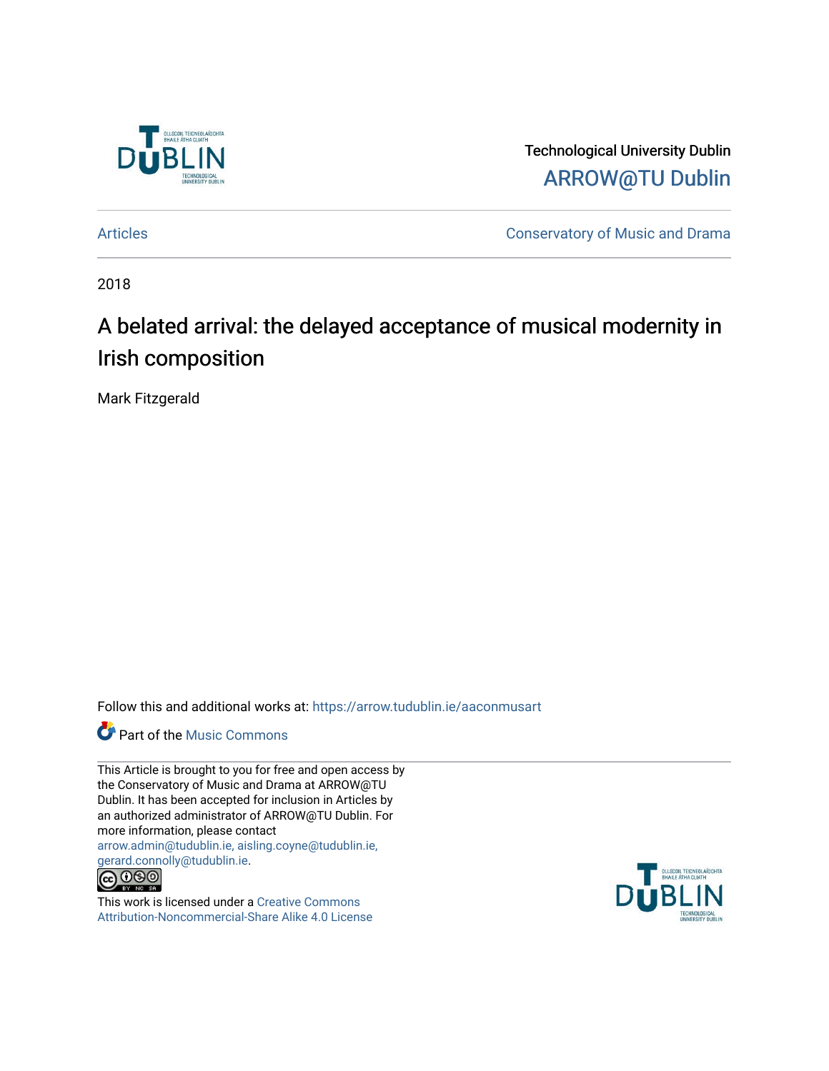Technological University Dublin

ARROW@TU Dublin

Articles | Conservatory of Music and Drama

2018

# A belated arrival: the delayed acceptance of musical modernity in Irish composition

Mark Fitzgerald

Follow this and additional works at: https://arrow.tudublin.ie/aaconmusart

Part of the Music Commons

This Article is brought to you for free and open access by the Conservatory of Music and Drama at ARROW@TU Dublin. It has been accepted for inclusion in Articles by an authorized administrator of ARROW@TU Dublin. For more information, please contact arrow.admin@tudublin.ie, aisling.coyne@tudublin.ie, gerard.connolly@tudublin.ie.

This work is licensed under a Creative Commons Attribution-Noncommercial-Share Alike 4.0 License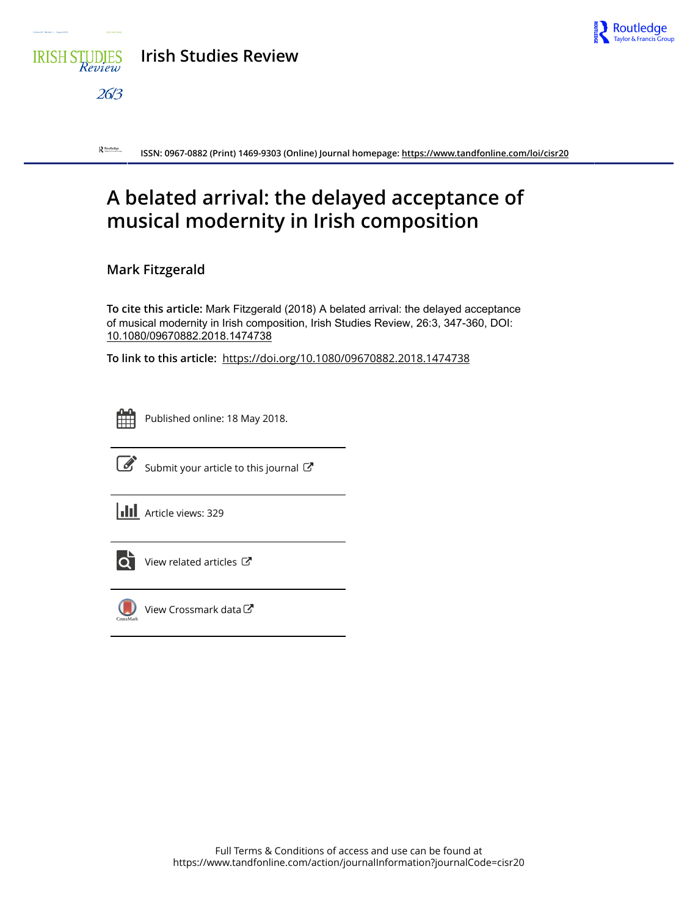# Irish Studies Review

ISSN: 0967-0882 (Print) 1469-9303 (Online) Journal homepage: https://www.tandfonline.com/loi/cisr20

# A belated arrival: the delayed acceptance of musical modernity in Irish composition

**Mark Fitzgerald**

**To cite this article:** Mark Fitzgerald (2018) A belated arrival: the delayed acceptance of musical modernity in Irish composition, Irish Studies Review, 26:3, 347-360, DOI: 10.1080/09670882.2018.1474738

**To link to this article:** https://doi.org/10.1080/09670882.2018.1474738

Published online: 18 May 2018.

Submit your article to this journal

Article views: 329

View related articles

View Crossmark data

Full Terms & Conditions of access and use can be found at https://www.tandfonline.com/action/journalInformation?journalCode=cisr20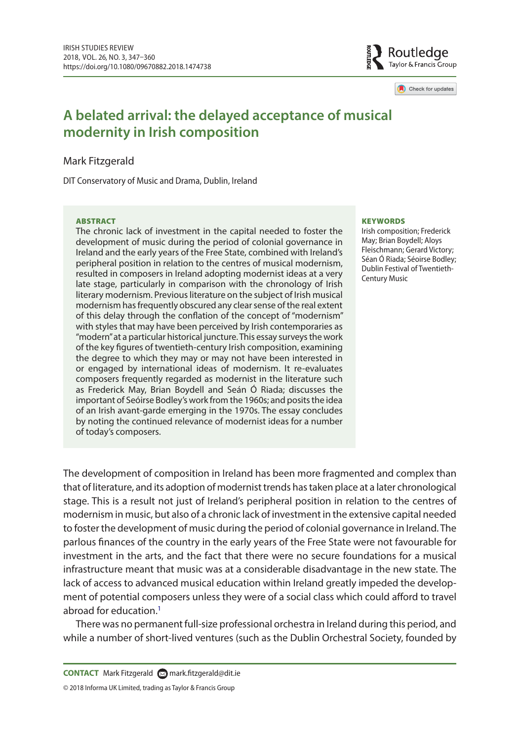# A belated arrival: the delayed acceptance of musical modernity in Irish composition

Mark Fitzgerald

DIT Conservatory of Music and Drama, Dublin, Ireland

**ABSTRACT**

The chronic lack of investment in the capital needed to foster the development of music during the period of colonial governance in Ireland and the early years of the Free State, combined with Ireland's peripheral position in relation to the centres of musical modernism, resulted in composers in Ireland adopting modernist ideas at a very late stage, particularly in comparison with the chronology of Irish literary modernism. Previous literature on the subject of Irish musical modernism has frequently obscured any clear sense of the real extent of this delay through the conflation of the concept of "modernism" with styles that may have been perceived by Irish contemporaries as "modern" at a particular historical juncture. This essay surveys the work of the key figures of twentieth-century Irish composition, examining the degree to which they may or may not have been interested in or engaged by international ideas of modernism. It re-evaluates composers frequently regarded as modernist in the literature such as Frederick May, Brian Boydell and Seán Ó Riada; discusses the important of Seóirse Bodley's work from the 1960s; and posits the idea of an Irish avant-garde emerging in the 1970s. The essay concludes by noting the continued relevance of modernist ideas for a number of today's composers.

**KEYWORDS**

Irish composition; Frederick May; Brian Boydell; Aloys Fleischmann; Gerard Victory; Séan Ó Riada; Séoirse Bodley; Dublin Festival of Twentieth-Century Music

The development of composition in Ireland has been more fragmented and complex than that of literature, and its adoption of modernist trends has taken place at a later chronological stage. This is a result not just of Ireland's peripheral position in relation to the centres of modernism in music, but also of a chronic lack of investment in the extensive capital needed to foster the development of music during the period of colonial governance in Ireland. The parlous finances of the country in the early years of the Free State were not favourable for investment in the arts, and the fact that there were no secure foundations for a musical infrastructure meant that music was at a considerable disadvantage in the new state. The lack of access to advanced musical education within Ireland greatly impeded the development of potential composers unless they were of a social class which could afford to travel abroad for education.[1]

There was no permanent full-size professional orchestra in Ireland during this period, and while a number of short-lived ventures (such as the Dublin Orchestral Society, founded by

**CONTACT** Mark Fitzgerald mark.fitzgerald@dit.ie

© 2018 Informa UK Limited, trading as Taylor & Francis Group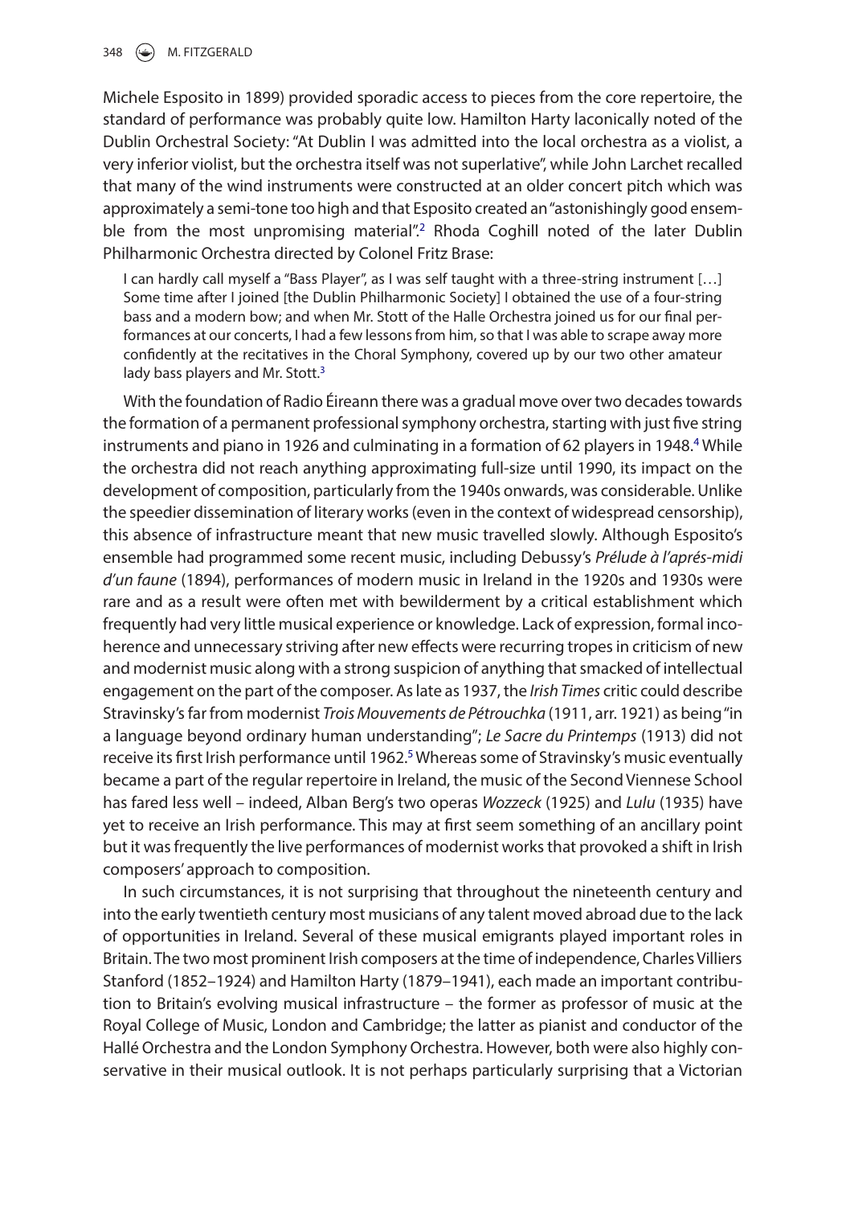Michele Esposito in 1899) provided sporadic access to pieces from the core repertoire, the standard of performance was probably quite low. Hamilton Harty laconically noted of the Dublin Orchestral Society: "At Dublin I was admitted into the local orchestra as a violist, a very inferior violist, but the orchestra itself was not superlative", while John Larchet recalled that many of the wind instruments were constructed at an older concert pitch which was approximately a semi-tone too high and that Esposito created an "astonishingly good ensemble from the most unpromising material".[2] Rhoda Coghill noted of the later Dublin Philharmonic Orchestra directed by Colonel Fritz Brase:

> I can hardly call myself a "Bass Player", as I was self taught with a three-string instrument […] Some time after I joined [the Dublin Philharmonic Society] I obtained the use of a four-string bass and a modern bow; and when Mr. Stott of the Halle Orchestra joined us for our final performances at our concerts, I had a few lessons from him, so that I was able to scrape away more confidently at the recitatives in the Choral Symphony, covered up by our two other amateur lady bass players and Mr. Stott.[3]

With the foundation of Radio Éireann there was a gradual move over two decades towards the formation of a permanent professional symphony orchestra, starting with just five string instruments and piano in 1926 and culminating in a formation of 62 players in 1948.[4] While the orchestra did not reach anything approximating full-size until 1990, its impact on the development of composition, particularly from the 1940s onwards, was considerable. Unlike the speedier dissemination of literary works (even in the context of widespread censorship), this absence of infrastructure meant that new music travelled slowly. Although Esposito's ensemble had programmed some recent music, including Debussy's *Prélude à l'aprés-midi d'un faune* (1894), performances of modern music in Ireland in the 1920s and 1930s were rare and as a result were often met with bewilderment by a critical establishment which frequently had very little musical experience or knowledge. Lack of expression, formal incoherence and unnecessary striving after new effects were recurring tropes in criticism of new and modernist music along with a strong suspicion of anything that smacked of intellectual engagement on the part of the composer. As late as 1937, the *Irish Times* critic could describe Stravinsky's far from modernist *Trois Mouvements de Pétrouchka* (1911, arr. 1921) as being "in a language beyond ordinary human understanding"; *Le Sacre du Printemps* (1913) did not receive its first Irish performance until 1962.[5] Whereas some of Stravinsky's music eventually became a part of the regular repertoire in Ireland, the music of the Second Viennese School has fared less well – indeed, Alban Berg's two operas *Wozzeck* (1925) and *Lulu* (1935) have yet to receive an Irish performance. This may at first seem something of an ancillary point but it was frequently the live performances of modernist works that provoked a shift in Irish composers' approach to composition.

In such circumstances, it is not surprising that throughout the nineteenth century and into the early twentieth century most musicians of any talent moved abroad due to the lack of opportunities in Ireland. Several of these musical emigrants played important roles in Britain. The two most prominent Irish composers at the time of independence, Charles Villiers Stanford (1852–1924) and Hamilton Harty (1879–1941), each made an important contribution to Britain's evolving musical infrastructure – the former as professor of music at the Royal College of Music, London and Cambridge; the latter as pianist and conductor of the Hallé Orchestra and the London Symphony Orchestra. However, both were also highly conservative in their musical outlook. It is not perhaps particularly surprising that a Victorian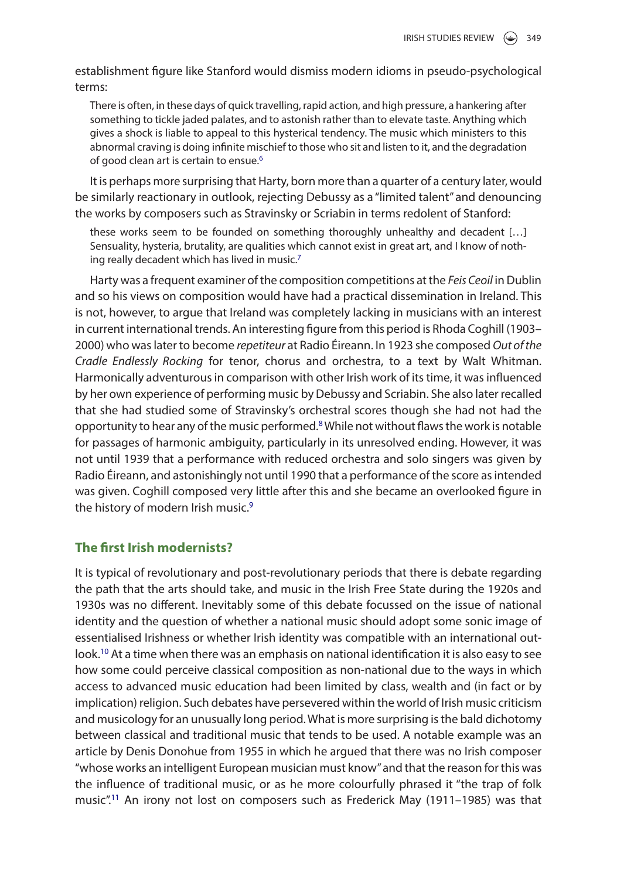establishment figure like Stanford would dismiss modern idioms in pseudo-psychological terms:

> There is often, in these days of quick travelling, rapid action, and high pressure, a hankering after something to tickle jaded palates, and to astonish rather than to elevate taste. Anything which gives a shock is liable to appeal to this hysterical tendency. The music which ministers to this abnormal craving is doing infinite mischief to those who sit and listen to it, and the degradation of good clean art is certain to ensue.[6]

It is perhaps more surprising that Harty, born more than a quarter of a century later, would be similarly reactionary in outlook, rejecting Debussy as a "limited talent" and denouncing the works by composers such as Stravinsky or Scriabin in terms redolent of Stanford:

> these works seem to be founded on something thoroughly unhealthy and decadent […] Sensuality, hysteria, brutality, are qualities which cannot exist in great art, and I know of nothing really decadent which has lived in music.[7]

Harty was a frequent examiner of the composition competitions at the *Feis Ceoil* in Dublin and so his views on composition would have had a practical dissemination in Ireland. This is not, however, to argue that Ireland was completely lacking in musicians with an interest in current international trends. An interesting figure from this period is Rhoda Coghill (1903–2000) who was later to become *repetiteur* at Radio Éireann. In 1923 she composed *Out of the Cradle Endlessly Rocking* for tenor, chorus and orchestra, to a text by Walt Whitman. Harmonically adventurous in comparison with other Irish work of its time, it was influenced by her own experience of performing music by Debussy and Scriabin. She also later recalled that she had studied some of Stravinsky's orchestral scores though she had not had the opportunity to hear any of the music performed.[8] While not without flaws the work is notable for passages of harmonic ambiguity, particularly in its unresolved ending. However, it was not until 1939 that a performance with reduced orchestra and solo singers was given by Radio Éireann, and astonishingly not until 1990 that a performance of the score as intended was given. Coghill composed very little after this and she became an overlooked figure in the history of modern Irish music.[9]

## The first Irish modernists?

It is typical of revolutionary and post-revolutionary periods that there is debate regarding the path that the arts should take, and music in the Irish Free State during the 1920s and 1930s was no different. Inevitably some of this debate focussed on the issue of national identity and the question of whether a national music should adopt some sonic image of essentialised Irishness or whether Irish identity was compatible with an international outlook.[10] At a time when there was an emphasis on national identification it is also easy to see how some could perceive classical composition as non-national due to the ways in which access to advanced music education had been limited by class, wealth and (in fact or by implication) religion. Such debates have persevered within the world of Irish music criticism and musicology for an unusually long period. What is more surprising is the bald dichotomy between classical and traditional music that tends to be used. A notable example was an article by Denis Donohue from 1955 in which he argued that there was no Irish composer "whose works an intelligent European musician must know" and that the reason for this was the influence of traditional music, or as he more colourfully phrased it "the trap of folk music".[11] An irony not lost on composers such as Frederick May (1911–1985) was that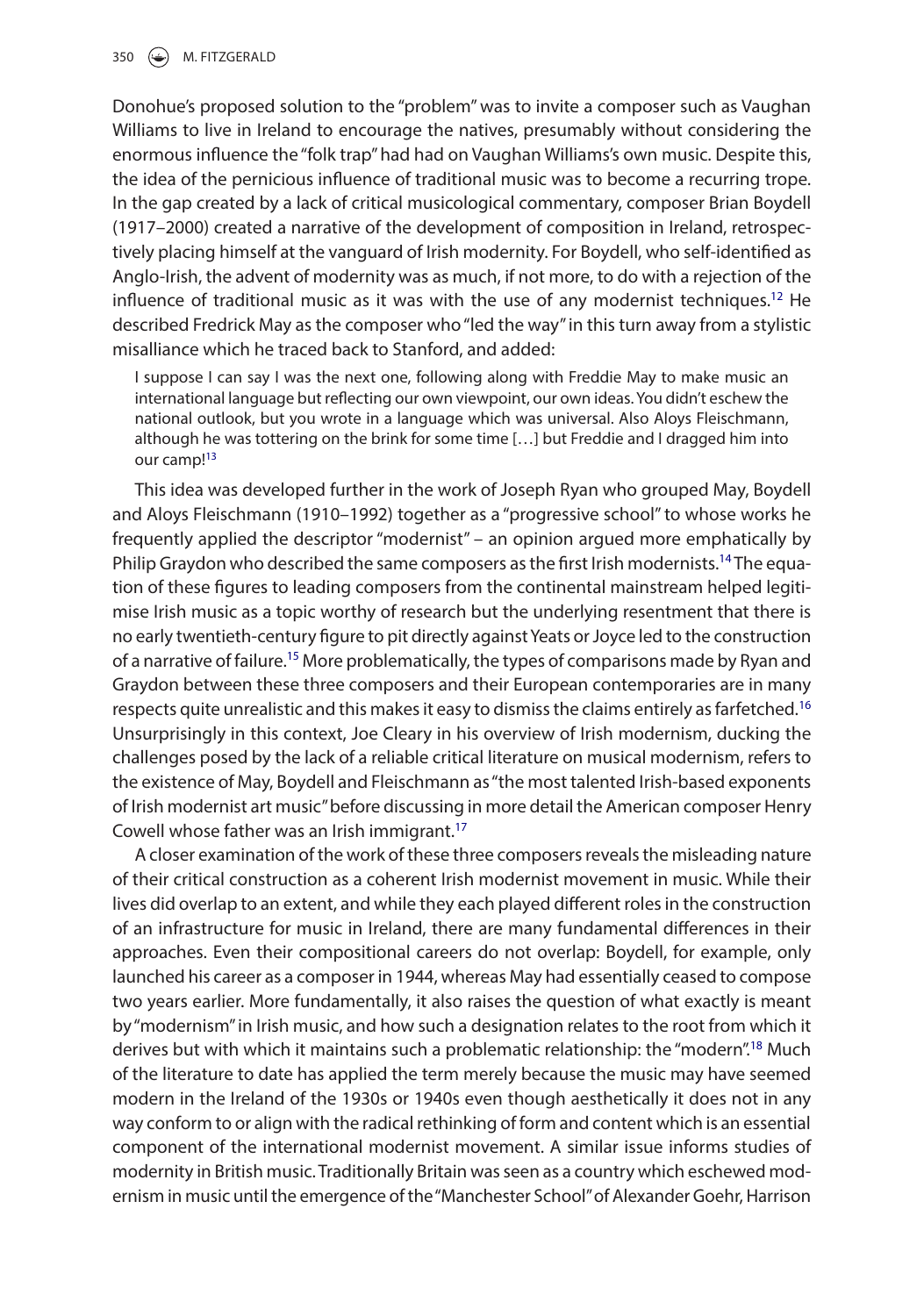Donohue's proposed solution to the "problem" was to invite a composer such as Vaughan Williams to live in Ireland to encourage the natives, presumably without considering the enormous influence the "folk trap" had had on Vaughan Williams's own music. Despite this, the idea of the pernicious influence of traditional music was to become a recurring trope. In the gap created by a lack of critical musicological commentary, composer Brian Boydell (1917–2000) created a narrative of the development of composition in Ireland, retrospectively placing himself at the vanguard of Irish modernity. For Boydell, who self-identified as Anglo-Irish, the advent of modernity was as much, if not more, to do with a rejection of the influence of traditional music as it was with the use of any modernist techniques.[12] He described Fredrick May as the composer who "led the way" in this turn away from a stylistic misalliance which he traced back to Stanford, and added:

> I suppose I can say I was the next one, following along with Freddie May to make music an international language but reflecting our own viewpoint, our own ideas. You didn't eschew the national outlook, but you wrote in a language which was universal. Also Aloys Fleischmann, although he was tottering on the brink for some time […] but Freddie and I dragged him into our camp![13]

This idea was developed further in the work of Joseph Ryan who grouped May, Boydell and Aloys Fleischmann (1910–1992) together as a "progressive school" to whose works he frequently applied the descriptor "modernist" – an opinion argued more emphatically by Philip Graydon who described the same composers as the first Irish modernists.[14] The equation of these figures to leading composers from the continental mainstream helped legitimise Irish music as a topic worthy of research but the underlying resentment that there is no early twentieth-century figure to pit directly against Yeats or Joyce led to the construction of a narrative of failure.[15] More problematically, the types of comparisons made by Ryan and Graydon between these three composers and their European contemporaries are in many respects quite unrealistic and this makes it easy to dismiss the claims entirely as farfetched.[16] Unsurprisingly in this context, Joe Cleary in his overview of Irish modernism, ducking the challenges posed by the lack of a reliable critical literature on musical modernism, refers to the existence of May, Boydell and Fleischmann as "the most talented Irish-based exponents of Irish modernist art music" before discussing in more detail the American composer Henry Cowell whose father was an Irish immigrant.[17]

A closer examination of the work of these three composers reveals the misleading nature of their critical construction as a coherent Irish modernist movement in music. While their lives did overlap to an extent, and while they each played different roles in the construction of an infrastructure for music in Ireland, there are many fundamental differences in their approaches. Even their compositional careers do not overlap: Boydell, for example, only launched his career as a composer in 1944, whereas May had essentially ceased to compose two years earlier. More fundamentally, it also raises the question of what exactly is meant by "modernism" in Irish music, and how such a designation relates to the root from which it derives but with which it maintains such a problematic relationship: the "modern".[18] Much of the literature to date has applied the term merely because the music may have seemed modern in the Ireland of the 1930s or 1940s even though aesthetically it does not in any way conform to or align with the radical rethinking of form and content which is an essential component of the international modernist movement. A similar issue informs studies of modernity in British music. Traditionally Britain was seen as a country which eschewed modernism in music until the emergence of the "Manchester School" of Alexander Goehr, Harrison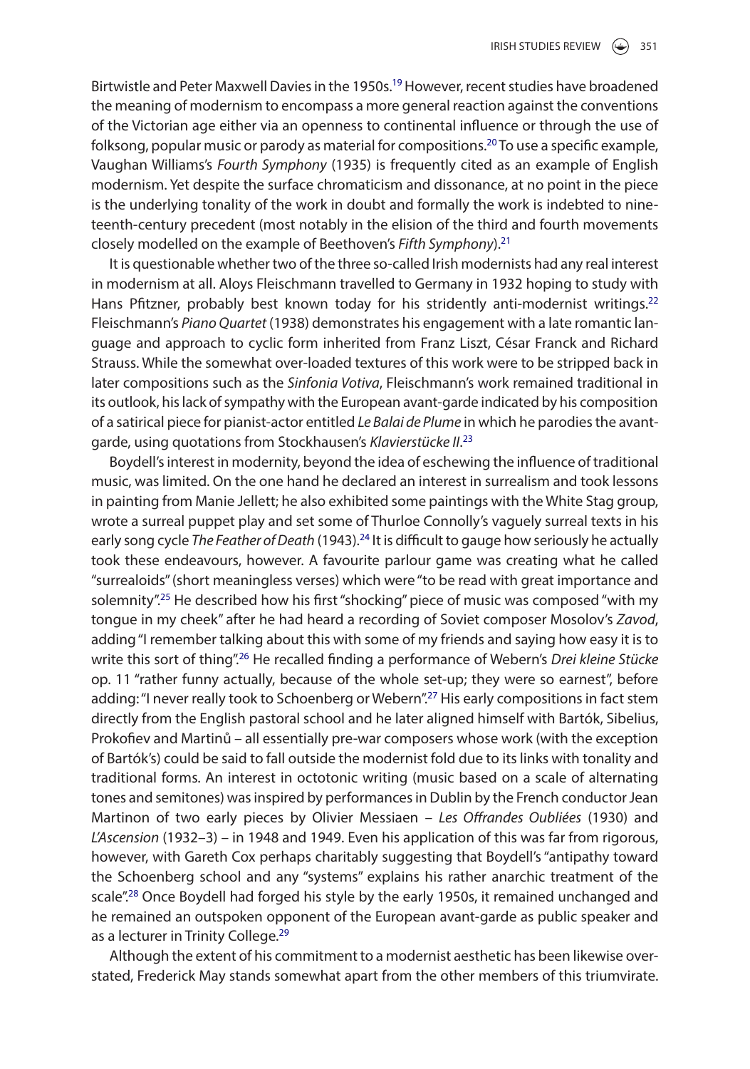Birtwistle and Peter Maxwell Davies in the 1950s.[19] However, recent studies have broadened the meaning of modernism to encompass a more general reaction against the conventions of the Victorian age either via an openness to continental influence or through the use of folksong, popular music or parody as material for compositions.[20] To use a specific example, Vaughan Williams's *Fourth Symphony* (1935) is frequently cited as an example of English modernism. Yet despite the surface chromaticism and dissonance, at no point in the piece is the underlying tonality of the work in doubt and formally the work is indebted to nineteenth-century precedent (most notably in the elision of the third and fourth movements closely modelled on the example of Beethoven's *Fifth Symphony*).[21]

It is questionable whether two of the three so-called Irish modernists had any real interest in modernism at all. Aloys Fleischmann travelled to Germany in 1932 hoping to study with Hans Pfitzner, probably best known today for his stridently anti-modernist writings.[22] Fleischmann's *Piano Quartet* (1938) demonstrates his engagement with a late romantic language and approach to cyclic form inherited from Franz Liszt, César Franck and Richard Strauss. While the somewhat over-loaded textures of this work were to be stripped back in later compositions such as the *Sinfonia Votiva*, Fleischmann's work remained traditional in its outlook, his lack of sympathy with the European avant-garde indicated by his composition of a satirical piece for pianist-actor entitled *Le Balai de Plume* in which he parodies the avant-garde, using quotations from Stockhausen's *Klavierstücke II*.[23]

Boydell's interest in modernity, beyond the idea of eschewing the influence of traditional music, was limited. On the one hand he declared an interest in surrealism and took lessons in painting from Manie Jellett; he also exhibited some paintings with the White Stag group, wrote a surreal puppet play and set some of Thurloe Connolly's vaguely surreal texts in his early song cycle *The Feather of Death* (1943).[24] It is difficult to gauge how seriously he actually took these endeavours, however. A favourite parlour game was creating what he called "surrealoids" (short meaningless verses) which were "to be read with great importance and solemnity".[25] He described how his first "shocking" piece of music was composed "with my tongue in my cheek" after he had heard a recording of Soviet composer Mosolov's *Zavod*, adding "I remember talking about this with some of my friends and saying how easy it is to write this sort of thing".[26] He recalled finding a performance of Webern's *Drei kleine Stücke* op. 11 "rather funny actually, because of the whole set-up; they were so earnest", before adding: "I never really took to Schoenberg or Webern".[27] His early compositions in fact stem directly from the English pastoral school and he later aligned himself with Bartók, Sibelius, Prokofiev and Martinů – all essentially pre-war composers whose work (with the exception of Bartók's) could be said to fall outside the modernist fold due to its links with tonality and traditional forms. An interest in octotonic writing (music based on a scale of alternating tones and semitones) was inspired by performances in Dublin by the French conductor Jean Martinon of two early pieces by Olivier Messiaen – *Les Offrandes Oubliées* (1930) and *L'Ascension* (1932–3) – in 1948 and 1949. Even his application of this was far from rigorous, however, with Gareth Cox perhaps charitably suggesting that Boydell's "antipathy toward the Schoenberg school and any "systems" explains his rather anarchic treatment of the scale".[28] Once Boydell had forged his style by the early 1950s, it remained unchanged and he remained an outspoken opponent of the European avant-garde as public speaker and as a lecturer in Trinity College.[29]

Although the extent of his commitment to a modernist aesthetic has been likewise overstated, Frederick May stands somewhat apart from the other members of this triumvirate.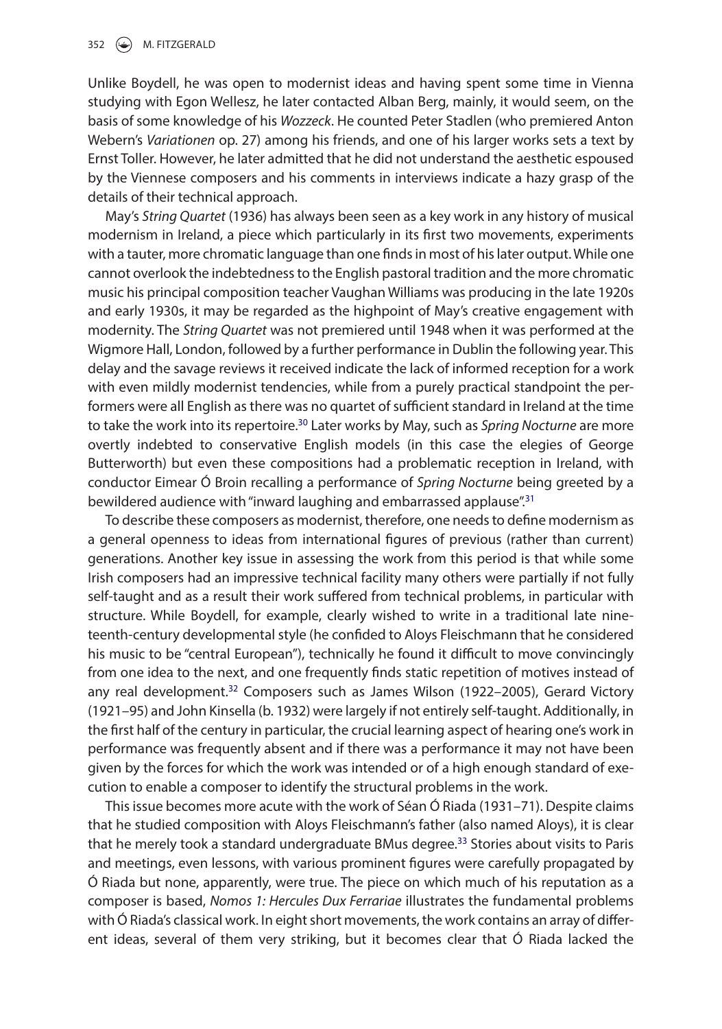Unlike Boydell, he was open to modernist ideas and having spent some time in Vienna studying with Egon Wellesz, he later contacted Alban Berg, mainly, it would seem, on the basis of some knowledge of his *Wozzeck*. He counted Peter Stadlen (who premiered Anton Webern's *Variationen* op. 27) among his friends, and one of his larger works sets a text by Ernst Toller. However, he later admitted that he did not understand the aesthetic espoused by the Viennese composers and his comments in interviews indicate a hazy grasp of the details of their technical approach.

May's *String Quartet* (1936) has always been seen as a key work in any history of musical modernism in Ireland, a piece which particularly in its first two movements, experiments with a tauter, more chromatic language than one finds in most of his later output. While one cannot overlook the indebtedness to the English pastoral tradition and the more chromatic music his principal composition teacher Vaughan Williams was producing in the late 1920s and early 1930s, it may be regarded as the highpoint of May's creative engagement with modernity. The *String Quartet* was not premiered until 1948 when it was performed at the Wigmore Hall, London, followed by a further performance in Dublin the following year. This delay and the savage reviews it received indicate the lack of informed reception for a work with even mildly modernist tendencies, while from a purely practical standpoint the performers were all English as there was no quartet of sufficient standard in Ireland at the time to take the work into its repertoire.[30] Later works by May, such as *Spring Nocturne* are more overtly indebted to conservative English models (in this case the elegies of George Butterworth) but even these compositions had a problematic reception in Ireland, with conductor Eimear Ó Broin recalling a performance of *Spring Nocturne* being greeted by a bewildered audience with "inward laughing and embarrassed applause".[31]

To describe these composers as modernist, therefore, one needs to define modernism as a general openness to ideas from international figures of previous (rather than current) generations. Another key issue in assessing the work from this period is that while some Irish composers had an impressive technical facility many others were partially if not fully self-taught and as a result their work suffered from technical problems, in particular with structure. While Boydell, for example, clearly wished to write in a traditional late nineteenth-century developmental style (he confided to Aloys Fleischmann that he considered his music to be "central European"), technically he found it difficult to move convincingly from one idea to the next, and one frequently finds static repetition of motives instead of any real development.[32] Composers such as James Wilson (1922–2005), Gerard Victory (1921–95) and John Kinsella (b. 1932) were largely if not entirely self-taught. Additionally, in the first half of the century in particular, the crucial learning aspect of hearing one's work in performance was frequently absent and if there was a performance it may not have been given by the forces for which the work was intended or of a high enough standard of execution to enable a composer to identify the structural problems in the work.

This issue becomes more acute with the work of Séan Ó Riada (1931–71). Despite claims that he studied composition with Aloys Fleischmann's father (also named Aloys), it is clear that he merely took a standard undergraduate BMus degree.[33] Stories about visits to Paris and meetings, even lessons, with various prominent figures were carefully propagated by Ó Riada but none, apparently, were true. The piece on which much of his reputation as a composer is based, *Nomos 1: Hercules Dux Ferrariae* illustrates the fundamental problems with Ó Riada's classical work. In eight short movements, the work contains an array of different ideas, several of them very striking, but it becomes clear that Ó Riada lacked the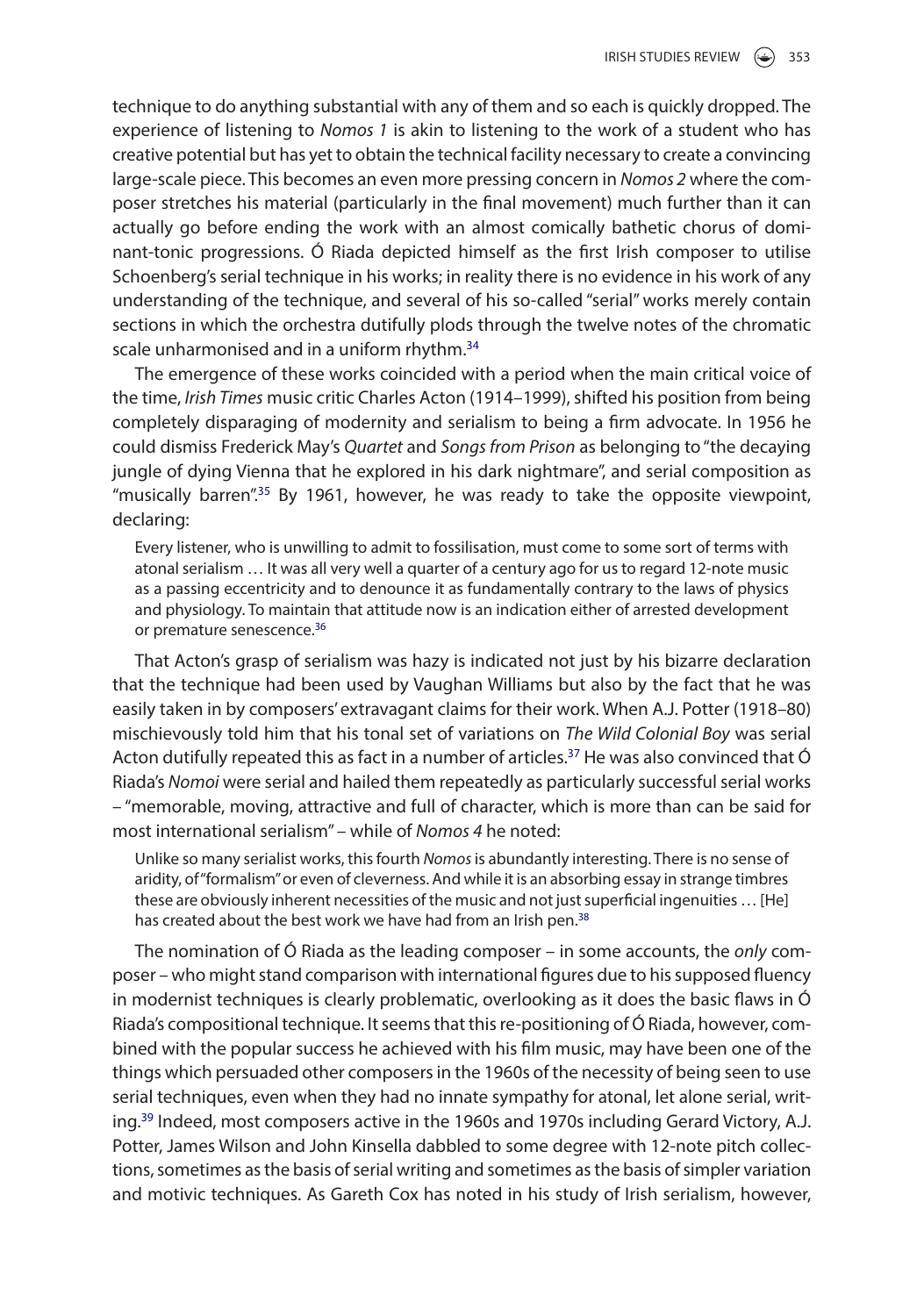technique to do anything substantial with any of them and so each is quickly dropped. The experience of listening to *Nomos 1* is akin to listening to the work of a student who has creative potential but has yet to obtain the technical facility necessary to create a convincing large-scale piece. This becomes an even more pressing concern in *Nomos 2* where the composer stretches his material (particularly in the final movement) much further than it can actually go before ending the work with an almost comically bathetic chorus of dominant-tonic progressions. Ó Riada depicted himself as the first Irish composer to utilise Schoenberg's serial technique in his works; in reality there is no evidence in his work of any understanding of the technique, and several of his so-called "serial" works merely contain sections in which the orchestra dutifully plods through the twelve notes of the chromatic scale unharmonised and in a uniform rhythm.[34]

The emergence of these works coincided with a period when the main critical voice of the time, *Irish Times* music critic Charles Acton (1914–1999), shifted his position from being completely disparaging of modernity and serialism to being a firm advocate. In 1956 he could dismiss Frederick May's *Quartet* and *Songs from Prison* as belonging to "the decaying jungle of dying Vienna that he explored in his dark nightmare", and serial composition as "musically barren".[35] By 1961, however, he was ready to take the opposite viewpoint, declaring:

> Every listener, who is unwilling to admit to fossilisation, must come to some sort of terms with atonal serialism … It was all very well a quarter of a century ago for us to regard 12-note music as a passing eccentricity and to denounce it as fundamentally contrary to the laws of physics and physiology. To maintain that attitude now is an indication either of arrested development or premature senescence.[36]

That Acton's grasp of serialism was hazy is indicated not just by his bizarre declaration that the technique had been used by Vaughan Williams but also by the fact that he was easily taken in by composers' extravagant claims for their work. When A.J. Potter (1918–80) mischievously told him that his tonal set of variations on *The Wild Colonial Boy* was serial Acton dutifully repeated this as fact in a number of articles.[37] He was also convinced that Ó Riada's *Nomoi* were serial and hailed them repeatedly as particularly successful serial works – "memorable, moving, attractive and full of character, which is more than can be said for most international serialism" – while of *Nomos 4* he noted:

> Unlike so many serialist works, this fourth *Nomos* is abundantly interesting. There is no sense of aridity, of "formalism" or even of cleverness. And while it is an absorbing essay in strange timbres these are obviously inherent necessities of the music and not just superficial ingenuities … [He] has created about the best work we have had from an Irish pen.[38]

The nomination of Ó Riada as the leading composer – in some accounts, the *only* composer – who might stand comparison with international figures due to his supposed fluency in modernist techniques is clearly problematic, overlooking as it does the basic flaws in Ó Riada's compositional technique. It seems that this re-positioning of Ó Riada, however, combined with the popular success he achieved with his film music, may have been one of the things which persuaded other composers in the 1960s of the necessity of being seen to use serial techniques, even when they had no innate sympathy for atonal, let alone serial, writing.[39] Indeed, most composers active in the 1960s and 1970s including Gerard Victory, A.J. Potter, James Wilson and John Kinsella dabbled to some degree with 12-note pitch collections, sometimes as the basis of serial writing and sometimes as the basis of simpler variation and motivic techniques. As Gareth Cox has noted in his study of Irish serialism, however,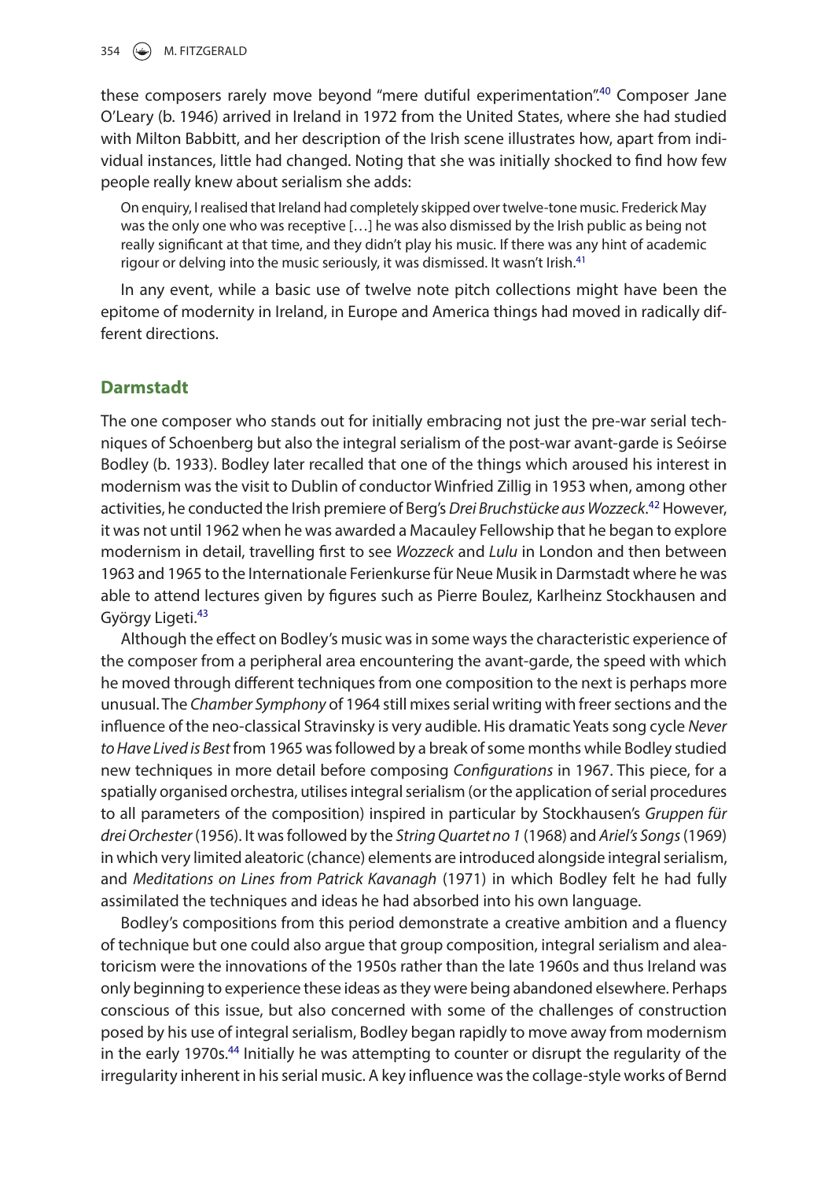these composers rarely move beyond "mere dutiful experimentation".[40] Composer Jane O'Leary (b. 1946) arrived in Ireland in 1972 from the United States, where she had studied with Milton Babbitt, and her description of the Irish scene illustrates how, apart from individual instances, little had changed. Noting that she was initially shocked to find how few people really knew about serialism she adds:

> On enquiry, I realised that Ireland had completely skipped over twelve-tone music. Frederick May was the only one who was receptive […] he was also dismissed by the Irish public as being not really significant at that time, and they didn't play his music. If there was any hint of academic rigour or delving into the music seriously, it was dismissed. It wasn't Irish.[41]

In any event, while a basic use of twelve note pitch collections might have been the epitome of modernity in Ireland, in Europe and America things had moved in radically different directions.

## Darmstadt

The one composer who stands out for initially embracing not just the pre-war serial techniques of Schoenberg but also the integral serialism of the post-war avant-garde is Seóirse Bodley (b. 1933). Bodley later recalled that one of the things which aroused his interest in modernism was the visit to Dublin of conductor Winfried Zillig in 1953 when, among other activities, he conducted the Irish premiere of Berg's *Drei Bruchstücke aus Wozzeck*.[42] However, it was not until 1962 when he was awarded a Macauley Fellowship that he began to explore modernism in detail, travelling first to see *Wozzeck* and *Lulu* in London and then between 1963 and 1965 to the Internationale Ferienkurse für Neue Musik in Darmstadt where he was able to attend lectures given by figures such as Pierre Boulez, Karlheinz Stockhausen and György Ligeti.[43]

Although the effect on Bodley's music was in some ways the characteristic experience of the composer from a peripheral area encountering the avant-garde, the speed with which he moved through different techniques from one composition to the next is perhaps more unusual. The *Chamber Symphony* of 1964 still mixes serial writing with freer sections and the influence of the neo-classical Stravinsky is very audible. His dramatic Yeats song cycle *Never to Have Lived is Best* from 1965 was followed by a break of some months while Bodley studied new techniques in more detail before composing *Configurations* in 1967. This piece, for a spatially organised orchestra, utilises integral serialism (or the application of serial procedures to all parameters of the composition) inspired in particular by Stockhausen's *Gruppen für drei Orchester* (1956). It was followed by the *String Quartet no 1* (1968) and *Ariel's Songs* (1969) in which very limited aleatoric (chance) elements are introduced alongside integral serialism, and *Meditations on Lines from Patrick Kavanagh* (1971) in which Bodley felt he had fully assimilated the techniques and ideas he had absorbed into his own language.

Bodley's compositions from this period demonstrate a creative ambition and a fluency of technique but one could also argue that group composition, integral serialism and aleatoricism were the innovations of the 1950s rather than the late 1960s and thus Ireland was only beginning to experience these ideas as they were being abandoned elsewhere. Perhaps conscious of this issue, but also concerned with some of the challenges of construction posed by his use of integral serialism, Bodley began rapidly to move away from modernism in the early 1970s.[44] Initially he was attempting to counter or disrupt the regularity of the irregularity inherent in his serial music. A key influence was the collage-style works of Bernd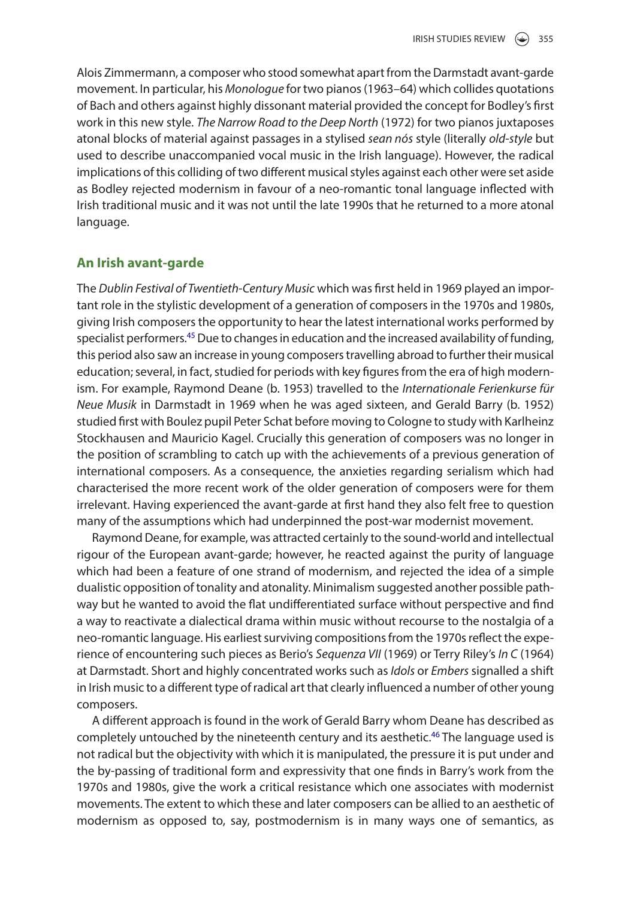Alois Zimmermann, a composer who stood somewhat apart from the Darmstadt avant-garde movement. In particular, his *Monologue* for two pianos (1963–64) which collides quotations of Bach and others against highly dissonant material provided the concept for Bodley's first work in this new style. *The Narrow Road to the Deep North* (1972) for two pianos juxtaposes atonal blocks of material against passages in a stylised *sean nós* style (literally *old-style* but used to describe unaccompanied vocal music in the Irish language). However, the radical implications of this colliding of two different musical styles against each other were set aside as Bodley rejected modernism in favour of a neo-romantic tonal language inflected with Irish traditional music and it was not until the late 1990s that he returned to a more atonal language.

## An Irish avant-garde

The *Dublin Festival of Twentieth-Century Music* which was first held in 1969 played an important role in the stylistic development of a generation of composers in the 1970s and 1980s, giving Irish composers the opportunity to hear the latest international works performed by specialist performers.[45] Due to changes in education and the increased availability of funding, this period also saw an increase in young composers travelling abroad to further their musical education; several, in fact, studied for periods with key figures from the era of high modernism. For example, Raymond Deane (b. 1953) travelled to the *Internationale Ferienkurse für Neue Musik* in Darmstadt in 1969 when he was aged sixteen, and Gerald Barry (b. 1952) studied first with Boulez pupil Peter Schat before moving to Cologne to study with Karlheinz Stockhausen and Mauricio Kagel. Crucially this generation of composers was no longer in the position of scrambling to catch up with the achievements of a previous generation of international composers. As a consequence, the anxieties regarding serialism which had characterised the more recent work of the older generation of composers were for them irrelevant. Having experienced the avant-garde at first hand they also felt free to question many of the assumptions which had underpinned the post-war modernist movement.

Raymond Deane, for example, was attracted certainly to the sound-world and intellectual rigour of the European avant-garde; however, he reacted against the purity of language which had been a feature of one strand of modernism, and rejected the idea of a simple dualistic opposition of tonality and atonality. Minimalism suggested another possible pathway but he wanted to avoid the flat undifferentiated surface without perspective and find a way to reactivate a dialectical drama within music without recourse to the nostalgia of a neo-romantic language. His earliest surviving compositions from the 1970s reflect the experience of encountering such pieces as Berio's *Sequenza VII* (1969) or Terry Riley's *In C* (1964) at Darmstadt. Short and highly concentrated works such as *Idols* or *Embers* signalled a shift in Irish music to a different type of radical art that clearly influenced a number of other young composers.

A different approach is found in the work of Gerald Barry whom Deane has described as completely untouched by the nineteenth century and its aesthetic.[46] The language used is not radical but the objectivity with which it is manipulated, the pressure it is put under and the by-passing of traditional form and expressivity that one finds in Barry's work from the 1970s and 1980s, give the work a critical resistance which one associates with modernist movements. The extent to which these and later composers can be allied to an aesthetic of modernism as opposed to, say, postmodernism is in many ways one of semantics, as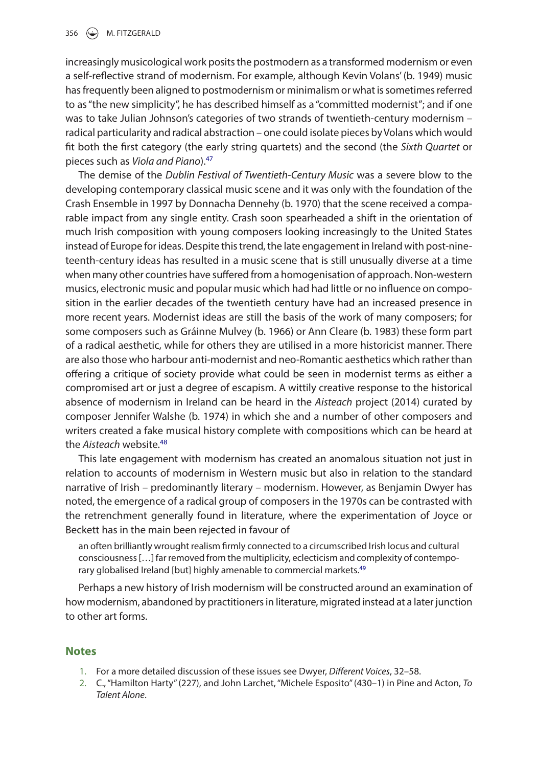increasingly musicological work posits the postmodern as a transformed modernism or even a self-reflective strand of modernism. For example, although Kevin Volans' (b. 1949) music has frequently been aligned to postmodernism or minimalism or what is sometimes referred to as "the new simplicity", he has described himself as a "committed modernist"; and if one was to take Julian Johnson's categories of two strands of twentieth-century modernism – radical particularity and radical abstraction – one could isolate pieces by Volans which would fit both the first category (the early string quartets) and the second (the *Sixth Quartet* or pieces such as *Viola and Piano*).[47]

The demise of the *Dublin Festival of Twentieth-Century Music* was a severe blow to the developing contemporary classical music scene and it was only with the foundation of the Crash Ensemble in 1997 by Donnacha Dennehy (b. 1970) that the scene received a comparable impact from any single entity. Crash soon spearheaded a shift in the orientation of much Irish composition with young composers looking increasingly to the United States instead of Europe for ideas. Despite this trend, the late engagement in Ireland with post-nineteenth-century ideas has resulted in a music scene that is still unusually diverse at a time when many other countries have suffered from a homogenisation of approach. Non-western musics, electronic music and popular music which had had little or no influence on composition in the earlier decades of the twentieth century have had an increased presence in more recent years. Modernist ideas are still the basis of the work of many composers; for some composers such as Gráinne Mulvey (b. 1966) or Ann Cleare (b. 1983) these form part of a radical aesthetic, while for others they are utilised in a more historicist manner. There are also those who harbour anti-modernist and neo-Romantic aesthetics which rather than offering a critique of society provide what could be seen in modernist terms as either a compromised art or just a degree of escapism. A wittily creative response to the historical absence of modernism in Ireland can be heard in the *Aisteach* project (2014) curated by composer Jennifer Walshe (b. 1974) in which she and a number of other composers and writers created a fake musical history complete with compositions which can be heard at the *Aisteach* website.[48]

This late engagement with modernism has created an anomalous situation not just in relation to accounts of modernism in Western music but also in relation to the standard narrative of Irish – predominantly literary – modernism. However, as Benjamin Dwyer has noted, the emergence of a radical group of composers in the 1970s can be contrasted with the retrenchment generally found in literature, where the experimentation of Joyce or Beckett has in the main been rejected in favour of

> an often brilliantly wrought realism firmly connected to a circumscribed Irish locus and cultural consciousness […] far removed from the multiplicity, eclecticism and complexity of contemporary globalised Ireland [but] highly amenable to commercial markets.[49]

Perhaps a new history of Irish modernism will be constructed around an examination of how modernism, abandoned by practitioners in literature, migrated instead at a later junction to other art forms.

## Notes

1. For a more detailed discussion of these issues see Dwyer, *Different Voices*, 32–58.
2. C., "Hamilton Harty" (227), and John Larchet, "Michele Esposito" (430–1) in Pine and Acton, *To Talent Alone*.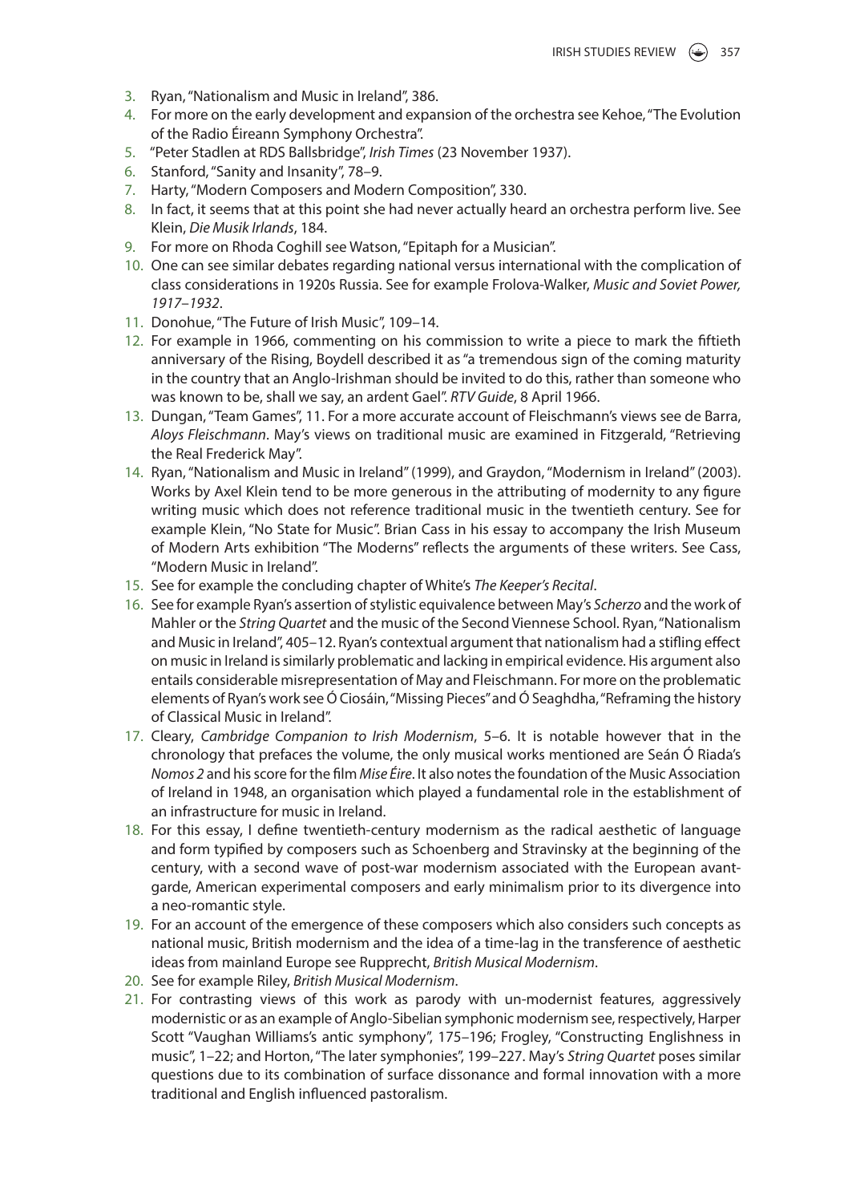3. Ryan, "Nationalism and Music in Ireland", 386.
4. For more on the early development and expansion of the orchestra see Kehoe, "The Evolution of the Radio Éireann Symphony Orchestra".
5. "Peter Stadlen at RDS Ballsbridge", *Irish Times* (23 November 1937).
6. Stanford, "Sanity and Insanity", 78–9.
7. Harty, "Modern Composers and Modern Composition", 330.
8. In fact, it seems that at this point she had never actually heard an orchestra perform live. See Klein, *Die Musik Irlands*, 184.
9. For more on Rhoda Coghill see Watson, "Epitaph for a Musician".
10. One can see similar debates regarding national versus international with the complication of class considerations in 1920s Russia. See for example Frolova-Walker, *Music and Soviet Power, 1917–1932*.
11. Donohue, "The Future of Irish Music", 109–14.
12. For example in 1966, commenting on his commission to write a piece to mark the fiftieth anniversary of the Rising, Boydell described it as "a tremendous sign of the coming maturity in the country that an Anglo-Irishman should be invited to do this, rather than someone who was known to be, shall we say, an ardent Gael". *RTV Guide*, 8 April 1966.
13. Dungan, "Team Games", 11. For a more accurate account of Fleischmann's views see de Barra, *Aloys Fleischmann*. May's views on traditional music are examined in Fitzgerald, "Retrieving the Real Frederick May".
14. Ryan, "Nationalism and Music in Ireland" (1999), and Graydon, "Modernism in Ireland" (2003). Works by Axel Klein tend to be more generous in the attributing of modernity to any figure writing music which does not reference traditional music in the twentieth century. See for example Klein, "No State for Music". Brian Cass in his essay to accompany the Irish Museum of Modern Arts exhibition "The Moderns" reflects the arguments of these writers. See Cass, "Modern Music in Ireland".
15. See for example the concluding chapter of White's *The Keeper's Recital*.
16. See for example Ryan's assertion of stylistic equivalence between May's *Scherzo* and the work of Mahler or the *String Quartet* and the music of the Second Viennese School. Ryan, "Nationalism and Music in Ireland", 405–12. Ryan's contextual argument that nationalism had a stifling effect on music in Ireland is similarly problematic and lacking in empirical evidence. His argument also entails considerable misrepresentation of May and Fleischmann. For more on the problematic elements of Ryan's work see Ó Ciosáin, "Missing Pieces" and Ó Seaghdha, "Reframing the history of Classical Music in Ireland".
17. Cleary, *Cambridge Companion to Irish Modernism*, 5–6. It is notable however that in the chronology that prefaces the volume, the only musical works mentioned are Seán Ó Riada's *Nomos 2* and his score for the film *Mise Éire*. It also notes the foundation of the Music Association of Ireland in 1948, an organisation which played a fundamental role in the establishment of an infrastructure for music in Ireland.
18. For this essay, I define twentieth-century modernism as the radical aesthetic of language and form typified by composers such as Schoenberg and Stravinsky at the beginning of the century, with a second wave of post-war modernism associated with the European avant-garde, American experimental composers and early minimalism prior to its divergence into a neo-romantic style.
19. For an account of the emergence of these composers which also considers such concepts as national music, British modernism and the idea of a time-lag in the transference of aesthetic ideas from mainland Europe see Rupprecht, *British Musical Modernism*.
20. See for example Riley, *British Musical Modernism*.
21. For contrasting views of this work as parody with un-modernist features, aggressively modernistic or as an example of Anglo-Sibelian symphonic modernism see, respectively, Harper Scott "Vaughan Williams's antic symphony", 175–196; Frogley, "Constructing Englishness in music", 1–22; and Horton, "The later symphonies", 199–227. May's *String Quartet* poses similar questions due to its combination of surface dissonance and formal innovation with a more traditional and English influenced pastoralism.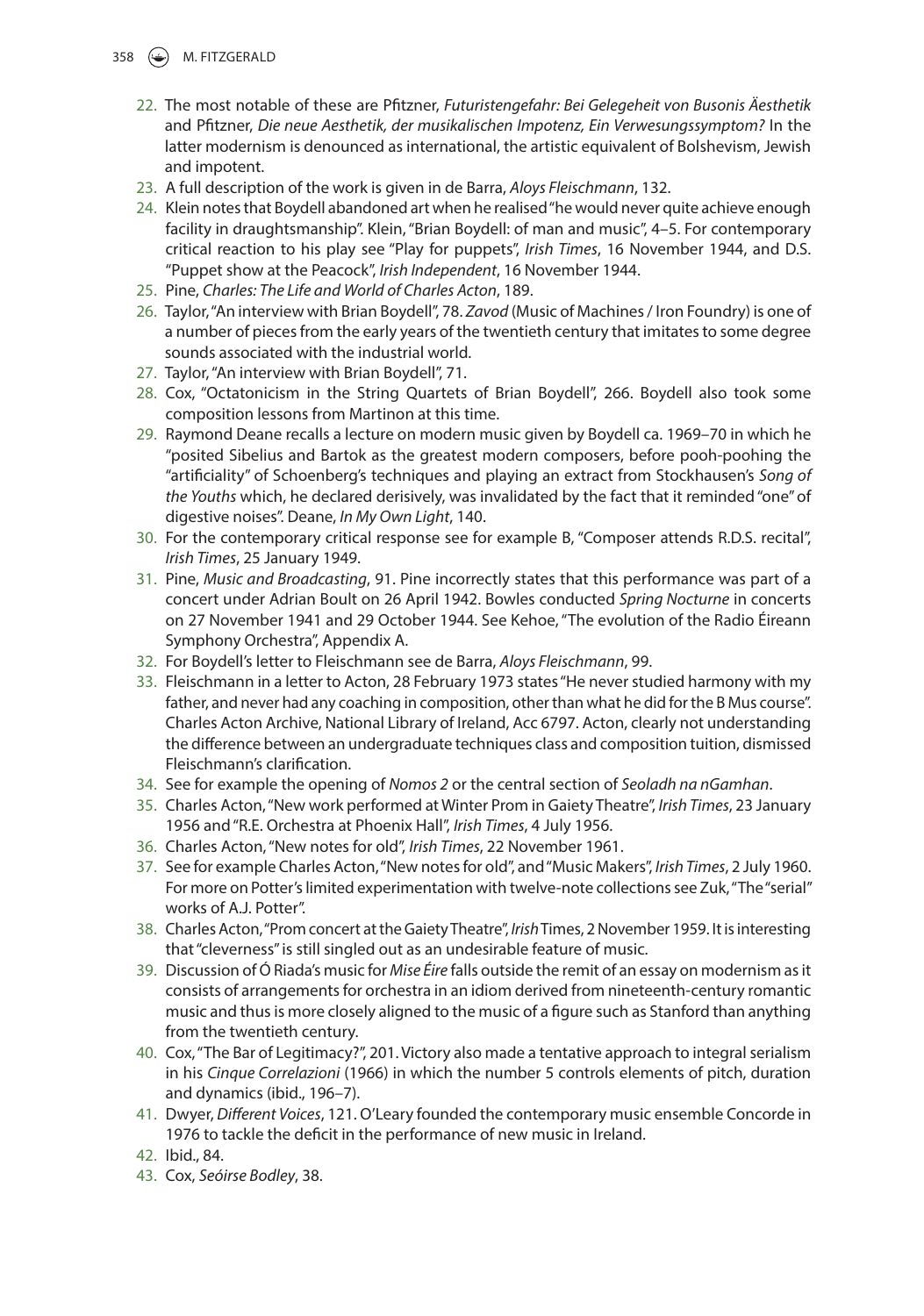22. The most notable of these are Pfitzner, *Futuristengefahr: Bei Gelegeheit von Busonis Äesthetik* and Pfitzner, *Die neue Aesthetik, der musikalischen Impotenz, Ein Verwesungssymptom?* In the latter modernism is denounced as international, the artistic equivalent of Bolshevism, Jewish and impotent.
23. A full description of the work is given in de Barra, *Aloys Fleischmann*, 132.
24. Klein notes that Boydell abandoned art when he realised "he would never quite achieve enough facility in draughtsmanship". Klein, "Brian Boydell: of man and music", 4–5. For contemporary critical reaction to his play see "Play for puppets", *Irish Times*, 16 November 1944, and D.S. "Puppet show at the Peacock", *Irish Independent*, 16 November 1944.
25. Pine, *Charles: The Life and World of Charles Acton*, 189.
26. Taylor, "An interview with Brian Boydell", 78. *Zavod* (Music of Machines / Iron Foundry) is one of a number of pieces from the early years of the twentieth century that imitates to some degree sounds associated with the industrial world.
27. Taylor, "An interview with Brian Boydell", 71.
28. Cox, "Octatonicism in the String Quartets of Brian Boydell", 266. Boydell also took some composition lessons from Martinon at this time.
29. Raymond Deane recalls a lecture on modern music given by Boydell ca. 1969–70 in which he "posited Sibelius and Bartok as the greatest modern composers, before pooh-poohing the "artificiality" of Schoenberg's techniques and playing an extract from Stockhausen's *Song of the Youths* which, he declared derisively, was invalidated by the fact that it reminded "one" of digestive noises". Deane, *In My Own Light*, 140.
30. For the contemporary critical response see for example B, "Composer attends R.D.S. recital", *Irish Times*, 25 January 1949.
31. Pine, *Music and Broadcasting*, 91. Pine incorrectly states that this performance was part of a concert under Adrian Boult on 26 April 1942. Bowles conducted *Spring Nocturne* in concerts on 27 November 1941 and 29 October 1944. See Kehoe, "The evolution of the Radio Éireann Symphony Orchestra", Appendix A.
32. For Boydell's letter to Fleischmann see de Barra, *Aloys Fleischmann*, 99.
33. Fleischmann in a letter to Acton, 28 February 1973 states "He never studied harmony with my father, and never had any coaching in composition, other than what he did for the B Mus course". Charles Acton Archive, National Library of Ireland, Acc 6797. Acton, clearly not understanding the difference between an undergraduate techniques class and composition tuition, dismissed Fleischmann's clarification.
34. See for example the opening of *Nomos 2* or the central section of *Seoladh na nGamhan*.
35. Charles Acton, "New work performed at Winter Prom in Gaiety Theatre", *Irish Times*, 23 January 1956 and "R.E. Orchestra at Phoenix Hall", *Irish Times*, 4 July 1956.
36. Charles Acton, "New notes for old", *Irish Times*, 22 November 1961.
37. See for example Charles Acton, "New notes for old", and "Music Makers", *Irish Times*, 2 July 1960. For more on Potter's limited experimentation with twelve-note collections see Zuk, "The "serial" works of A.J. Potter".
38. Charles Acton, "Prom concert at the Gaiety Theatre", *Irish* Times, 2 November 1959. It is interesting that "cleverness" is still singled out as an undesirable feature of music.
39. Discussion of Ó Riada's music for *Mise Éire* falls outside the remit of an essay on modernism as it consists of arrangements for orchestra in an idiom derived from nineteenth-century romantic music and thus is more closely aligned to the music of a figure such as Stanford than anything from the twentieth century.
40. Cox, "The Bar of Legitimacy?", 201. Victory also made a tentative approach to integral serialism in his *Cinque Correlazioni* (1966) in which the number 5 controls elements of pitch, duration and dynamics (ibid., 196–7).
41. Dwyer, *Different Voices*, 121. O'Leary founded the contemporary music ensemble Concorde in 1976 to tackle the deficit in the performance of new music in Ireland.
42. Ibid., 84.
43. Cox, *Seóirse Bodley*, 38.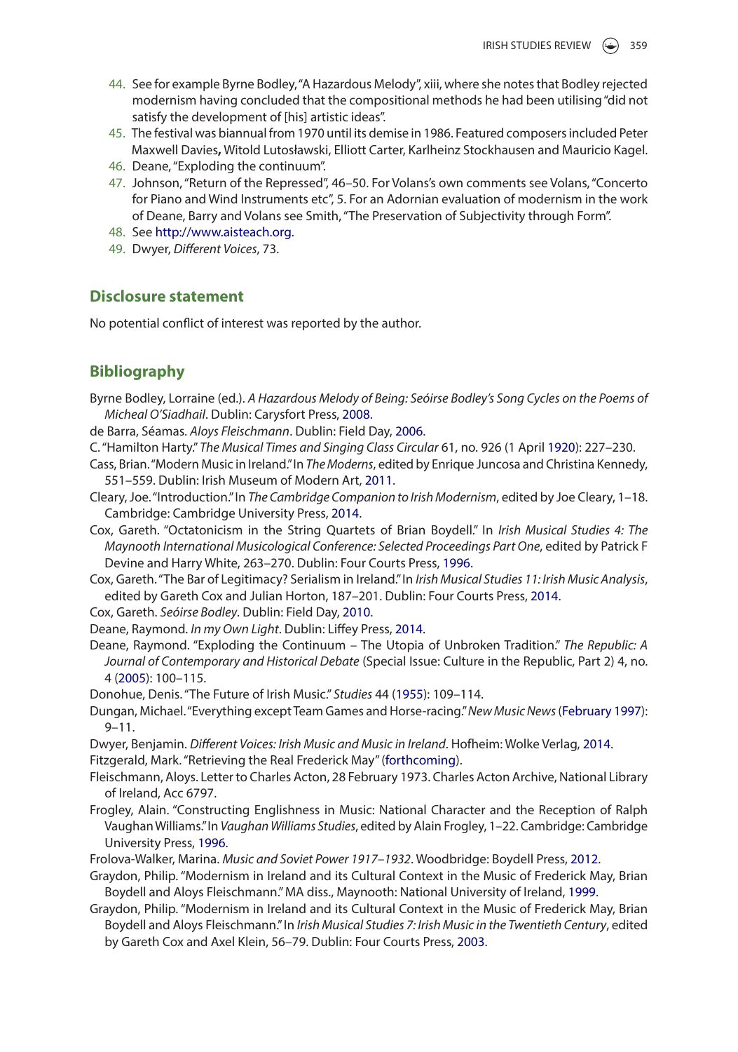44. See for example Byrne Bodley, "A Hazardous Melody", xiii, where she notes that Bodley rejected modernism having concluded that the compositional methods he had been utilising "did not satisfy the development of [his] artistic ideas".
45. The festival was biannual from 1970 until its demise in 1986. Featured composers included Peter Maxwell Davies**,** Witold Lutosławski, Elliott Carter, Karlheinz Stockhausen and Mauricio Kagel.
46. Deane, "Exploding the continuum".
47. Johnson, "Return of the Repressed", 46–50. For Volans's own comments see Volans, "Concerto for Piano and Wind Instruments etc", 5. For an Adornian evaluation of modernism in the work of Deane, Barry and Volans see Smith, "The Preservation of Subjectivity through Form".
48. See http://www.aisteach.org.
49. Dwyer, *Different Voices*, 73.

## Disclosure statement

No potential conflict of interest was reported by the author.

## Bibliography

Byrne Bodley, Lorraine (ed.). *A Hazardous Melody of Being: Seóirse Bodley's Song Cycles on the Poems of Micheal O'Siadhail*. Dublin: Carysfort Press, 2008.

de Barra, Séamas. *Aloys Fleischmann*. Dublin: Field Day, 2006.

C. "Hamilton Harty." *The Musical Times and Singing Class Circular* 61, no. 926 (1 April 1920): 227–230.

Cass, Brian. "Modern Music in Ireland." In *The Moderns*, edited by Enrique Juncosa and Christina Kennedy, 551–559. Dublin: Irish Museum of Modern Art, 2011.

Cleary, Joe. "Introduction." In *The Cambridge Companion to Irish Modernism*, edited by Joe Cleary, 1–18. Cambridge: Cambridge University Press, 2014.

Cox, Gareth. "Octatonicism in the String Quartets of Brian Boydell." In *Irish Musical Studies 4: The Maynooth International Musicological Conference: Selected Proceedings Part One*, edited by Patrick F Devine and Harry White, 263–270. Dublin: Four Courts Press, 1996.

Cox, Gareth. "The Bar of Legitimacy? Serialism in Ireland." In *Irish Musical Studies 11: Irish Music Analysis*, edited by Gareth Cox and Julian Horton, 187–201. Dublin: Four Courts Press, 2014.

Cox, Gareth. *Seóirse Bodley*. Dublin: Field Day, 2010.

Deane, Raymond. *In my Own Light*. Dublin: Liffey Press, 2014.

Deane, Raymond. "Exploding the Continuum – The Utopia of Unbroken Tradition." *The Republic: A Journal of Contemporary and Historical Debate* (Special Issue: Culture in the Republic, Part 2) 4, no. 4 (2005): 100–115.

Donohue, Denis. "The Future of Irish Music." *Studies* 44 (1955): 109–114.

Dungan, Michael. "Everything except Team Games and Horse-racing." *New Music News* (February 1997): 9–11.

Dwyer, Benjamin. *Different Voices: Irish Music and Music in Ireland*. Hofheim: Wolke Verlag, 2014.

Fitzgerald, Mark. "Retrieving the Real Frederick May" (forthcoming).

Fleischmann, Aloys. Letter to Charles Acton, 28 February 1973. Charles Acton Archive, National Library of Ireland, Acc 6797.

Frogley, Alain. "Constructing Englishness in Music: National Character and the Reception of Ralph Vaughan Williams." In *Vaughan Williams Studies*, edited by Alain Frogley, 1–22. Cambridge: Cambridge University Press, 1996.

Frolova-Walker, Marina. *Music and Soviet Power 1917–1932*. Woodbridge: Boydell Press, 2012.

Graydon, Philip. "Modernism in Ireland and its Cultural Context in the Music of Frederick May, Brian Boydell and Aloys Fleischmann." MA diss., Maynooth: National University of Ireland, 1999.

Graydon, Philip. "Modernism in Ireland and its Cultural Context in the Music of Frederick May, Brian Boydell and Aloys Fleischmann." In *Irish Musical Studies 7: Irish Music in the Twentieth Century*, edited by Gareth Cox and Axel Klein, 56–79. Dublin: Four Courts Press, 2003.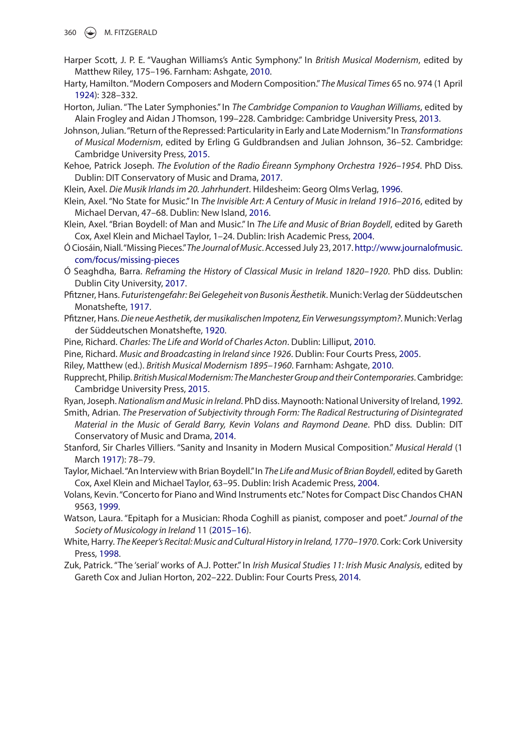Harper Scott, J. P. E. "Vaughan Williams's Antic Symphony." In *British Musical Modernism*, edited by Matthew Riley, 175–196. Farnham: Ashgate, 2010.

Harty, Hamilton. "Modern Composers and Modern Composition." *The Musical Times* 65 no. 974 (1 April 1924): 328–332.

Horton, Julian. "The Later Symphonies." In *The Cambridge Companion to Vaughan Williams*, edited by Alain Frogley and Aidan J Thomson, 199–228. Cambridge: Cambridge University Press, 2013.

Johnson, Julian. "Return of the Repressed: Particularity in Early and Late Modernism." In *Transformations of Musical Modernism*, edited by Erling G Guldbrandsen and Julian Johnson, 36–52. Cambridge: Cambridge University Press, 2015.

Kehoe, Patrick Joseph. *The Evolution of the Radio Éireann Symphony Orchestra 1926–1954*. PhD Diss. Dublin: DIT Conservatory of Music and Drama, 2017.

Klein, Axel. *Die Musik Irlands im 20. Jahrhundert*. Hildesheim: Georg Olms Verlag, 1996.

Klein, Axel. "No State for Music." In *The Invisible Art: A Century of Music in Ireland 1916–2016*, edited by Michael Dervan, 47–68. Dublin: New Island, 2016.

Klein, Axel. "Brian Boydell: of Man and Music." In *The Life and Music of Brian Boydell*, edited by Gareth Cox, Axel Klein and Michael Taylor, 1–24. Dublin: Irish Academic Press, 2004.

Ó Ciosáin, Niall. "Missing Pieces." *The Journal of Music*. Accessed July 23, 2017. http://www.journalofmusic.com/focus/missing-pieces

Ó Seaghdha, Barra. *Reframing the History of Classical Music in Ireland 1820–1920*. PhD diss. Dublin: Dublin City University, 2017.

Pfitzner, Hans. *Futuristengefahr: Bei Gelegeheit von Busonis Äesthetik*. Munich: Verlag der Süddeutschen Monatshefte, 1917.

Pfitzner, Hans. *Die neue Aesthetik, der musikalischen Impotenz, Ein Verwesungssymptom?*. Munich: Verlag der Süddeutschen Monatshefte, 1920.

Pine, Richard. *Charles: The Life and World of Charles Acton*. Dublin: Lilliput, 2010.

Pine, Richard. *Music and Broadcasting in Ireland since 1926*. Dublin: Four Courts Press, 2005.

Riley, Matthew (ed.). *British Musical Modernism 1895–1960*. Farnham: Ashgate, 2010.

Rupprecht, Philip. *British Musical Modernism: The Manchester Group and their Contemporaries*. Cambridge: Cambridge University Press, 2015.

Ryan, Joseph. *Nationalism and Music in Ireland*. PhD diss. Maynooth: National University of Ireland, 1992.

Smith, Adrian. *The Preservation of Subjectivity through Form: The Radical Restructuring of Disintegrated Material in the Music of Gerald Barry, Kevin Volans and Raymond Deane*. PhD diss. Dublin: DIT Conservatory of Music and Drama, 2014.

Stanford, Sir Charles Villiers. "Sanity and Insanity in Modern Musical Composition." *Musical Herald* (1 March 1917): 78–79.

Taylor, Michael. "An Interview with Brian Boydell." In *The Life and Music of Brian Boydell*, edited by Gareth Cox, Axel Klein and Michael Taylor, 63–95. Dublin: Irish Academic Press, 2004.

Volans, Kevin. "Concerto for Piano and Wind Instruments etc." Notes for Compact Disc Chandos CHAN 9563, 1999.

Watson, Laura. "Epitaph for a Musician: Rhoda Coghill as pianist, composer and poet." *Journal of the Society of Musicology in Ireland* 11 (2015–16).

White, Harry. *The Keeper's Recital: Music and Cultural History in Ireland, 1770–1970*. Cork: Cork University Press, 1998.

Zuk, Patrick. "The 'serial' works of A.J. Potter." In *Irish Musical Studies 11: Irish Music Analysis*, edited by Gareth Cox and Julian Horton, 202–222. Dublin: Four Courts Press, 2014.